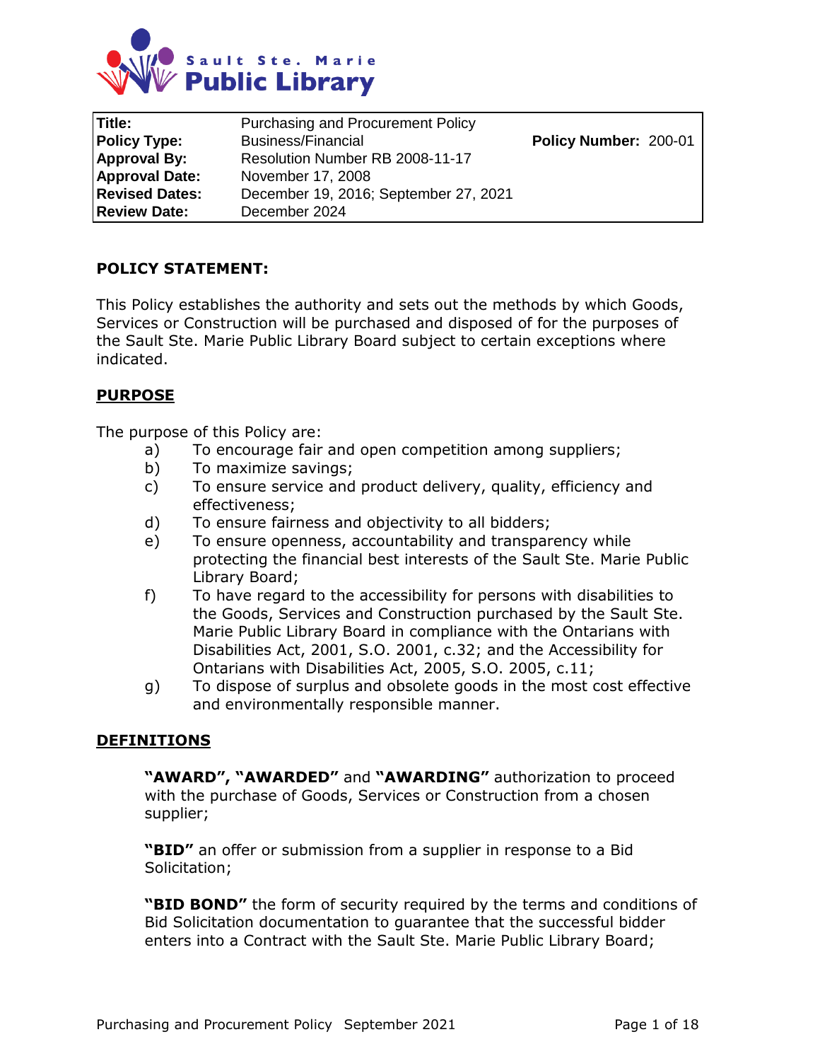Sault Ste. Marie **Public Library**

| | | | |
|---|---|---|---|
| **Title:** | Purchasing and Procurement Policy | | |
| **Policy Type:** | Business/Financial | **Policy Number:** | 200-01 |
| **Approval By:** | Resolution Number RB 2008-11-17 | | |
| **Approval Date:** | November 17, 2008 | | |
| **Revised Dates:** | December 19, 2016; September 27, 2021 | | |
| **Review Date:** | December 2024 | | |

**POLICY STATEMENT:**

This Policy establishes the authority and sets out the methods by which Goods, Services or Construction will be purchased and disposed of for the purposes of the Sault Ste. Marie Public Library Board subject to certain exceptions where indicated.

## PURPOSE

The purpose of this Policy are:

a) To encourage fair and open competition among suppliers;
b) To maximize savings;
c) To ensure service and product delivery, quality, efficiency and effectiveness;
d) To ensure fairness and objectivity to all bidders;
e) To ensure openness, accountability and transparency while protecting the financial best interests of the Sault Ste. Marie Public Library Board;
f) To have regard to the accessibility for persons with disabilities to the Goods, Services and Construction purchased by the Sault Ste. Marie Public Library Board in compliance with the Ontarians with Disabilities Act, 2001, S.O. 2001, c.32; and the Accessibility for Ontarians with Disabilities Act, 2005, S.O. 2005, c.11;
g) To dispose of surplus and obsolete goods in the most cost effective and environmentally responsible manner.

## DEFINITIONS

**"AWARD", "AWARDED"** and **"AWARDING"** authorization to proceed with the purchase of Goods, Services or Construction from a chosen supplier;

**"BID"** an offer or submission from a supplier in response to a Bid Solicitation;

**"BID BOND"** the form of security required by the terms and conditions of Bid Solicitation documentation to guarantee that the successful bidder enters into a Contract with the Sault Ste. Marie Public Library Board;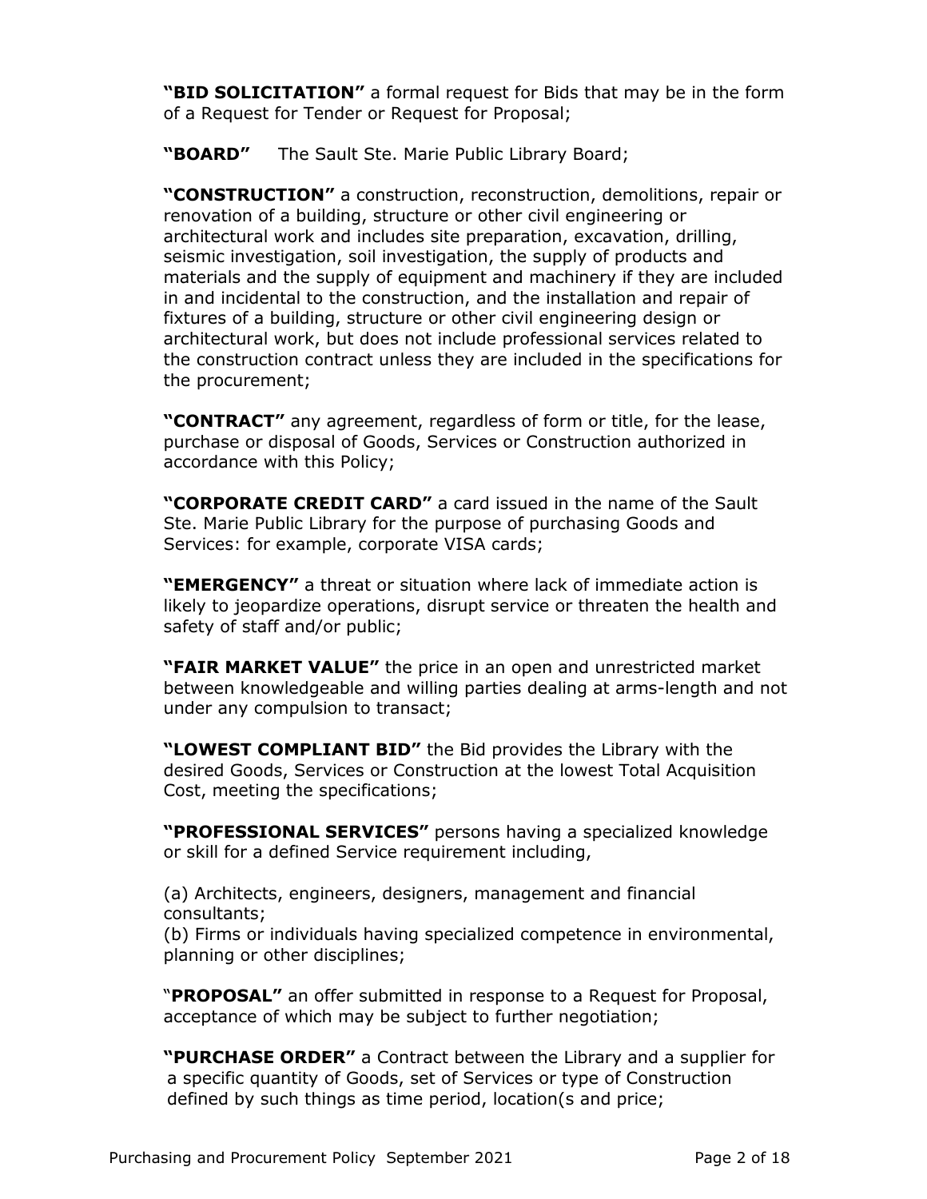**"BID SOLICITATION"** a formal request for Bids that may be in the form of a Request for Tender or Request for Proposal;

**"BOARD"** The Sault Ste. Marie Public Library Board;

**"CONSTRUCTION"** a construction, reconstruction, demolitions, repair or renovation of a building, structure or other civil engineering or architectural work and includes site preparation, excavation, drilling, seismic investigation, soil investigation, the supply of products and materials and the supply of equipment and machinery if they are included in and incidental to the construction, and the installation and repair of fixtures of a building, structure or other civil engineering design or architectural work, but does not include professional services related to the construction contract unless they are included in the specifications for the procurement;

**"CONTRACT"** any agreement, regardless of form or title, for the lease, purchase or disposal of Goods, Services or Construction authorized in accordance with this Policy;

**"CORPORATE CREDIT CARD"** a card issued in the name of the Sault Ste. Marie Public Library for the purpose of purchasing Goods and Services: for example, corporate VISA cards;

**"EMERGENCY"** a threat or situation where lack of immediate action is likely to jeopardize operations, disrupt service or threaten the health and safety of staff and/or public;

**"FAIR MARKET VALUE"** the price in an open and unrestricted market between knowledgeable and willing parties dealing at arms-length and not under any compulsion to transact;

**"LOWEST COMPLIANT BID"** the Bid provides the Library with the desired Goods, Services or Construction at the lowest Total Acquisition Cost, meeting the specifications;

**"PROFESSIONAL SERVICES"** persons having a specialized knowledge or skill for a defined Service requirement including,

(a) Architects, engineers, designers, management and financial consultants;
(b) Firms or individuals having specialized competence in environmental, planning or other disciplines;

"**PROPOSAL"** an offer submitted in response to a Request for Proposal, acceptance of which may be subject to further negotiation;

**"PURCHASE ORDER"** a Contract between the Library and a supplier for a specific quantity of Goods, set of Services or type of Construction defined by such things as time period, location(s and price;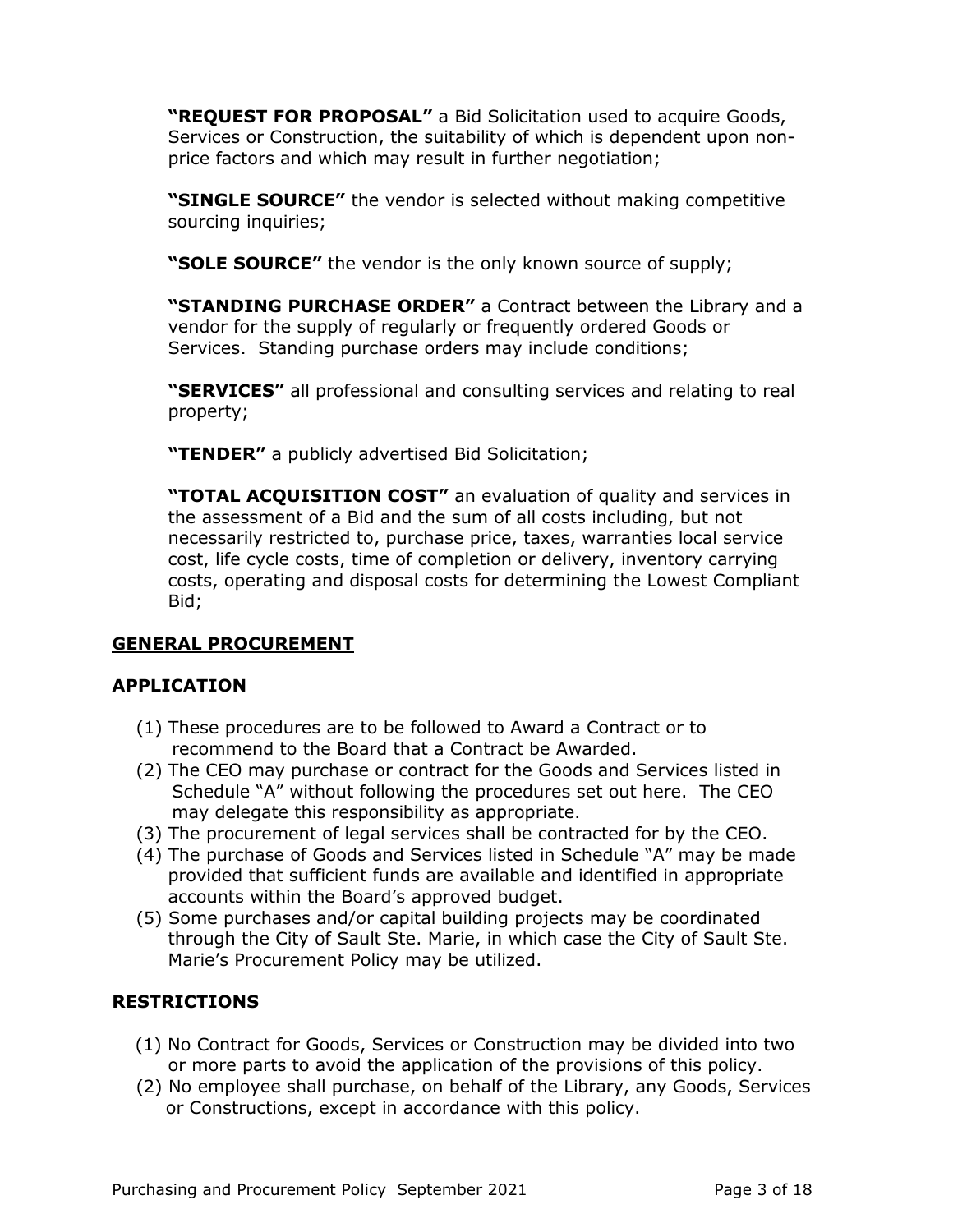**"REQUEST FOR PROPOSAL"** a Bid Solicitation used to acquire Goods, Services or Construction, the suitability of which is dependent upon non-price factors and which may result in further negotiation;

**"SINGLE SOURCE"** the vendor is selected without making competitive sourcing inquiries;

**"SOLE SOURCE"** the vendor is the only known source of supply;

**"STANDING PURCHASE ORDER"** a Contract between the Library and a vendor for the supply of regularly or frequently ordered Goods or Services. Standing purchase orders may include conditions;

**"SERVICES"** all professional and consulting services and relating to real property;

**"TENDER"** a publicly advertised Bid Solicitation;

**"TOTAL ACQUISITION COST"** an evaluation of quality and services in the assessment of a Bid and the sum of all costs including, but not necessarily restricted to, purchase price, taxes, warranties local service cost, life cycle costs, time of completion or delivery, inventory carrying costs, operating and disposal costs for determining the Lowest Compliant Bid;

## GENERAL PROCUREMENT

### APPLICATION

(1) These procedures are to be followed to Award a Contract or to recommend to the Board that a Contract be Awarded.
(2) The CEO may purchase or contract for the Goods and Services listed in Schedule "A" without following the procedures set out here. The CEO may delegate this responsibility as appropriate.
(3) The procurement of legal services shall be contracted for by the CEO.
(4) The purchase of Goods and Services listed in Schedule "A" may be made provided that sufficient funds are available and identified in appropriate accounts within the Board's approved budget.
(5) Some purchases and/or capital building projects may be coordinated through the City of Sault Ste. Marie, in which case the City of Sault Ste. Marie's Procurement Policy may be utilized.

### RESTRICTIONS

(1) No Contract for Goods, Services or Construction may be divided into two or more parts to avoid the application of the provisions of this policy.
(2) No employee shall purchase, on behalf of the Library, any Goods, Services or Constructions, except in accordance with this policy.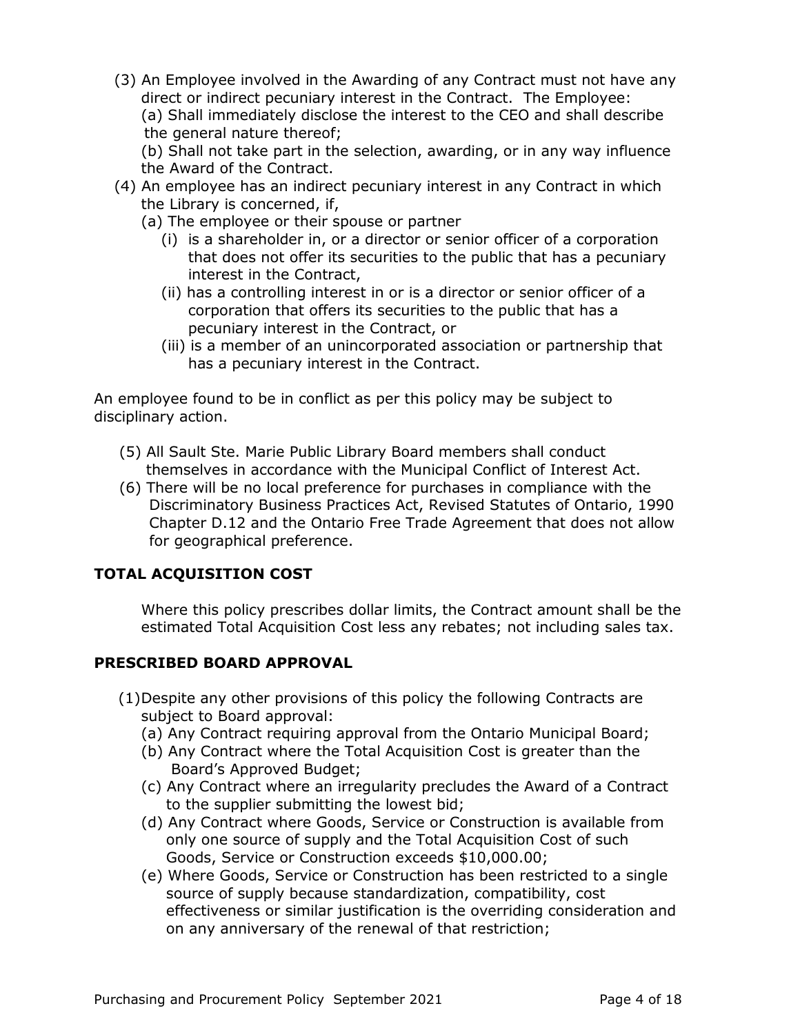(3) An Employee involved in the Awarding of any Contract must not have any direct or indirect pecuniary interest in the Contract. The Employee:
   (a) Shall immediately disclose the interest to the CEO and shall describe the general nature thereof;
   (b) Shall not take part in the selection, awarding, or in any way influence the Award of the Contract.

(4) An employee has an indirect pecuniary interest in any Contract in which the Library is concerned, if,
   (a) The employee or their spouse or partner
      (i) is a shareholder in, or a director or senior officer of a corporation that does not offer its securities to the public that has a pecuniary interest in the Contract,
      (ii) has a controlling interest in or is a director or senior officer of a corporation that offers its securities to the public that has a pecuniary interest in the Contract, or
      (iii) is a member of an unincorporated association or partnership that has a pecuniary interest in the Contract.

An employee found to be in conflict as per this policy may be subject to disciplinary action.

(5) All Sault Ste. Marie Public Library Board members shall conduct themselves in accordance with the Municipal Conflict of Interest Act.

(6) There will be no local preference for purchases in compliance with the Discriminatory Business Practices Act, Revised Statutes of Ontario, 1990 Chapter D.12 and the Ontario Free Trade Agreement that does not allow for geographical preference.

## TOTAL ACQUISITION COST

Where this policy prescribes dollar limits, the Contract amount shall be the estimated Total Acquisition Cost less any rebates; not including sales tax.

## PRESCRIBED BOARD APPROVAL

(1) Despite any other provisions of this policy the following Contracts are subject to Board approval:
   (a) Any Contract requiring approval from the Ontario Municipal Board;
   (b) Any Contract where the Total Acquisition Cost is greater than the Board's Approved Budget;
   (c) Any Contract where an irregularity precludes the Award of a Contract to the supplier submitting the lowest bid;
   (d) Any Contract where Goods, Service or Construction is available from only one source of supply and the Total Acquisition Cost of such Goods, Service or Construction exceeds $10,000.00;
   (e) Where Goods, Service or Construction has been restricted to a single source of supply because standardization, compatibility, cost effectiveness or similar justification is the overriding consideration and on any anniversary of the renewal of that restriction;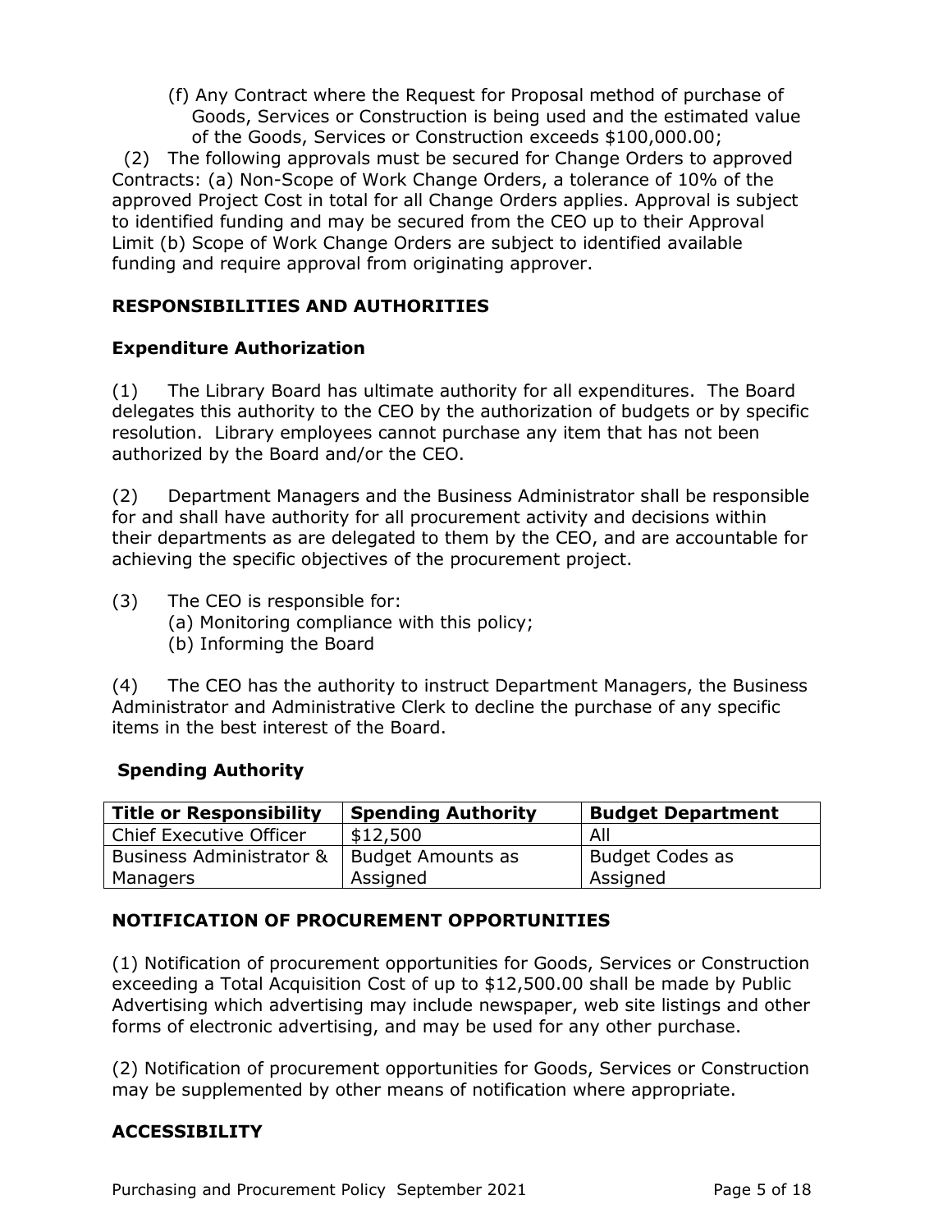(f) Any Contract where the Request for Proposal method of purchase of Goods, Services or Construction is being used and the estimated value of the Goods, Services or Construction exceeds $100,000.00;

(2) The following approvals must be secured for Change Orders to approved Contracts: (a) Non-Scope of Work Change Orders, a tolerance of 10% of the approved Project Cost in total for all Change Orders applies. Approval is subject to identified funding and may be secured from the CEO up to their Approval Limit (b) Scope of Work Change Orders are subject to identified available funding and require approval from originating approver.

## RESPONSIBILITIES AND AUTHORITIES

### Expenditure Authorization

(1) The Library Board has ultimate authority for all expenditures. The Board delegates this authority to the CEO by the authorization of budgets or by specific resolution. Library employees cannot purchase any item that has not been authorized by the Board and/or the CEO.

(2) Department Managers and the Business Administrator shall be responsible for and shall have authority for all procurement activity and decisions within their departments as are delegated to them by the CEO, and are accountable for achieving the specific objectives of the procurement project.

(3) The CEO is responsible for:
  (a) Monitoring compliance with this policy;
  (b) Informing the Board

(4) The CEO has the authority to instruct Department Managers, the Business Administrator and Administrative Clerk to decline the purchase of any specific items in the best interest of the Board.

### Spending Authority

| Title or Responsibility | Spending Authority | Budget Department |
| --- | --- | --- |
| Chief Executive Officer | $12,500 | All |
| Business Administrator & Managers | Budget Amounts as Assigned | Budget Codes as Assigned |

## NOTIFICATION OF PROCUREMENT OPPORTUNITIES

(1) Notification of procurement opportunities for Goods, Services or Construction exceeding a Total Acquisition Cost of up to $12,500.00 shall be made by Public Advertising which advertising may include newspaper, web site listings and other forms of electronic advertising, and may be used for any other purchase.

(2) Notification of procurement opportunities for Goods, Services or Construction may be supplemented by other means of notification where appropriate.

## ACCESSIBILITY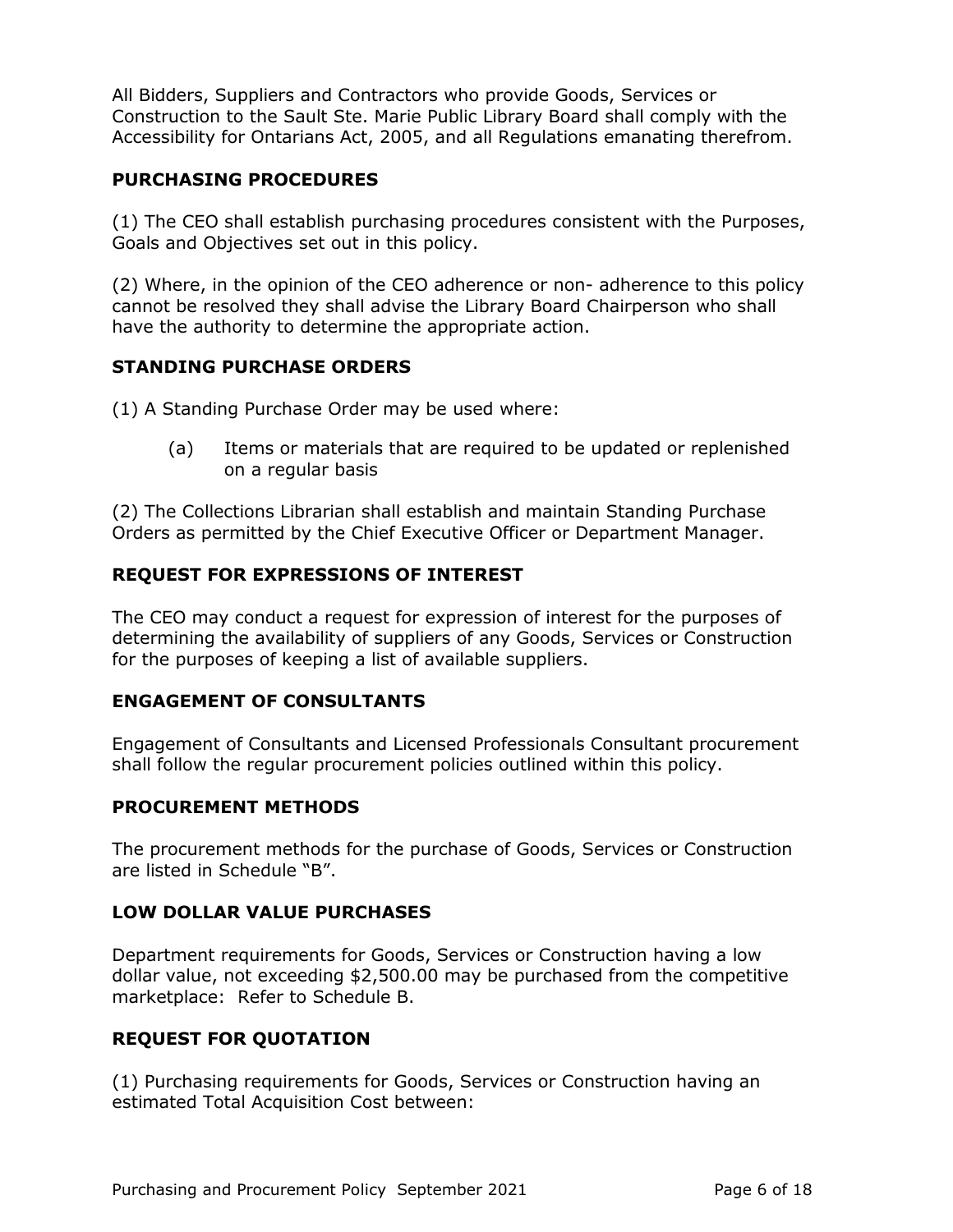All Bidders, Suppliers and Contractors who provide Goods, Services or Construction to the Sault Ste. Marie Public Library Board shall comply with the Accessibility for Ontarians Act, 2005, and all Regulations emanating therefrom.

## PURCHASING PROCEDURES

(1) The CEO shall establish purchasing procedures consistent with the Purposes, Goals and Objectives set out in this policy.

(2) Where, in the opinion of the CEO adherence or non- adherence to this policy cannot be resolved they shall advise the Library Board Chairperson who shall have the authority to determine the appropriate action.

## STANDING PURCHASE ORDERS

(1) A Standing Purchase Order may be used where:

(a) Items or materials that are required to be updated or replenished on a regular basis

(2) The Collections Librarian shall establish and maintain Standing Purchase Orders as permitted by the Chief Executive Officer or Department Manager.

## REQUEST FOR EXPRESSIONS OF INTEREST

The CEO may conduct a request for expression of interest for the purposes of determining the availability of suppliers of any Goods, Services or Construction for the purposes of keeping a list of available suppliers.

## ENGAGEMENT OF CONSULTANTS

Engagement of Consultants and Licensed Professionals Consultant procurement shall follow the regular procurement policies outlined within this policy.

## PROCUREMENT METHODS

The procurement methods for the purchase of Goods, Services or Construction are listed in Schedule "B".

## LOW DOLLAR VALUE PURCHASES

Department requirements for Goods, Services or Construction having a low dollar value, not exceeding $2,500.00 may be purchased from the competitive marketplace: Refer to Schedule B.

## REQUEST FOR QUOTATION

(1) Purchasing requirements for Goods, Services or Construction having an estimated Total Acquisition Cost between: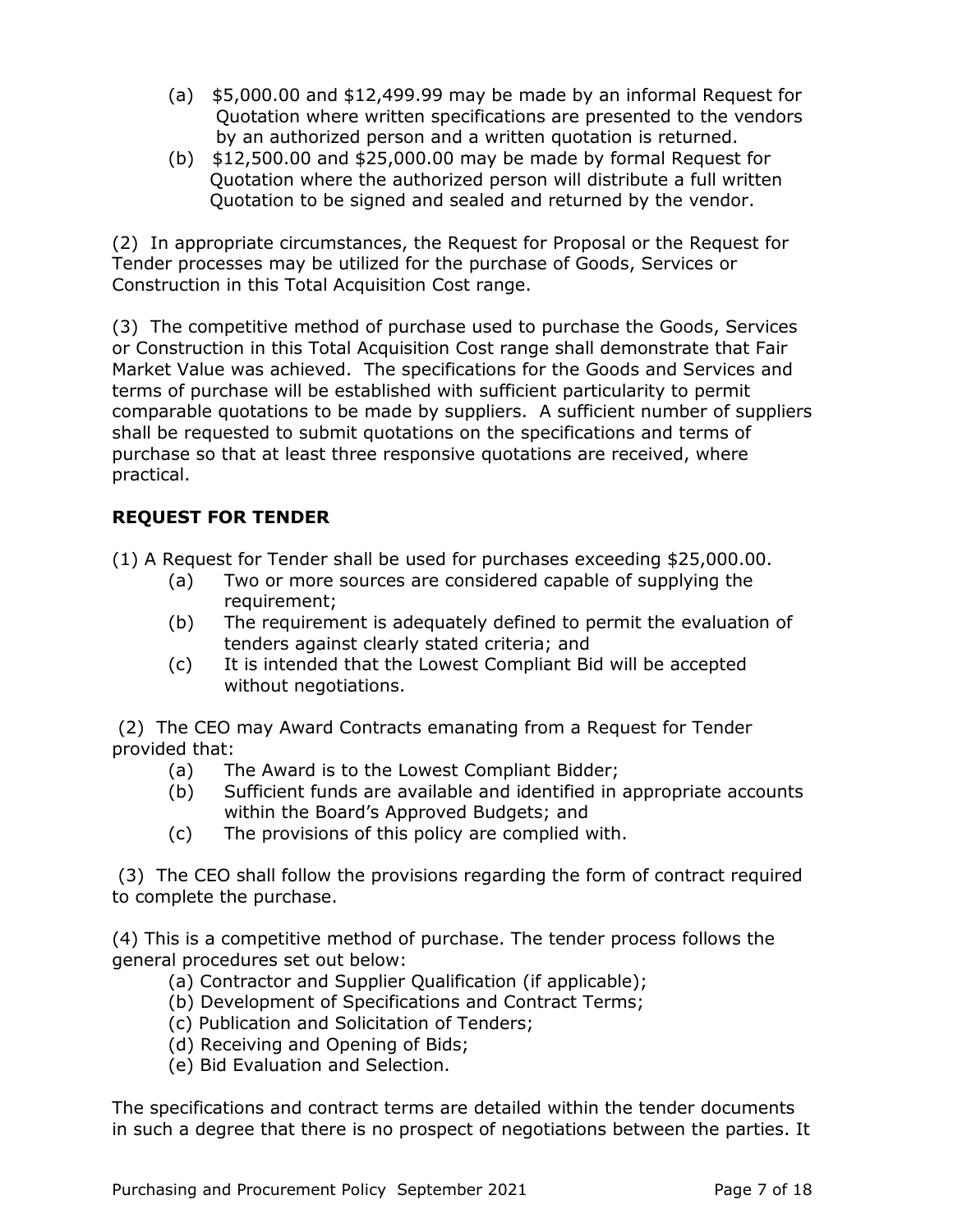(a) $5,000.00 and $12,499.99 may be made by an informal Request for Quotation where written specifications are presented to the vendors by an authorized person and a written quotation is returned.

(b) $12,500.00 and $25,000.00 may be made by formal Request for Quotation where the authorized person will distribute a full written Quotation to be signed and sealed and returned by the vendor.

(2) In appropriate circumstances, the Request for Proposal or the Request for Tender processes may be utilized for the purchase of Goods, Services or Construction in this Total Acquisition Cost range.

(3) The competitive method of purchase used to purchase the Goods, Services or Construction in this Total Acquisition Cost range shall demonstrate that Fair Market Value was achieved. The specifications for the Goods and Services and terms of purchase will be established with sufficient particularity to permit comparable quotations to be made by suppliers. A sufficient number of suppliers shall be requested to submit quotations on the specifications and terms of purchase so that at least three responsive quotations are received, where practical.

## REQUEST FOR TENDER

(1) A Request for Tender shall be used for purchases exceeding $25,000.00.

(a) Two or more sources are considered capable of supplying the requirement;

(b) The requirement is adequately defined to permit the evaluation of tenders against clearly stated criteria; and

(c) It is intended that the Lowest Compliant Bid will be accepted without negotiations.

(2) The CEO may Award Contracts emanating from a Request for Tender provided that:

(a) The Award is to the Lowest Compliant Bidder;

(b) Sufficient funds are available and identified in appropriate accounts within the Board's Approved Budgets; and

(c) The provisions of this policy are complied with.

(3) The CEO shall follow the provisions regarding the form of contract required to complete the purchase.

(4) This is a competitive method of purchase. The tender process follows the general procedures set out below:

(a) Contractor and Supplier Qualification (if applicable);

(b) Development of Specifications and Contract Terms;

(c) Publication and Solicitation of Tenders;

(d) Receiving and Opening of Bids;

(e) Bid Evaluation and Selection.

The specifications and contract terms are detailed within the tender documents in such a degree that there is no prospect of negotiations between the parties. It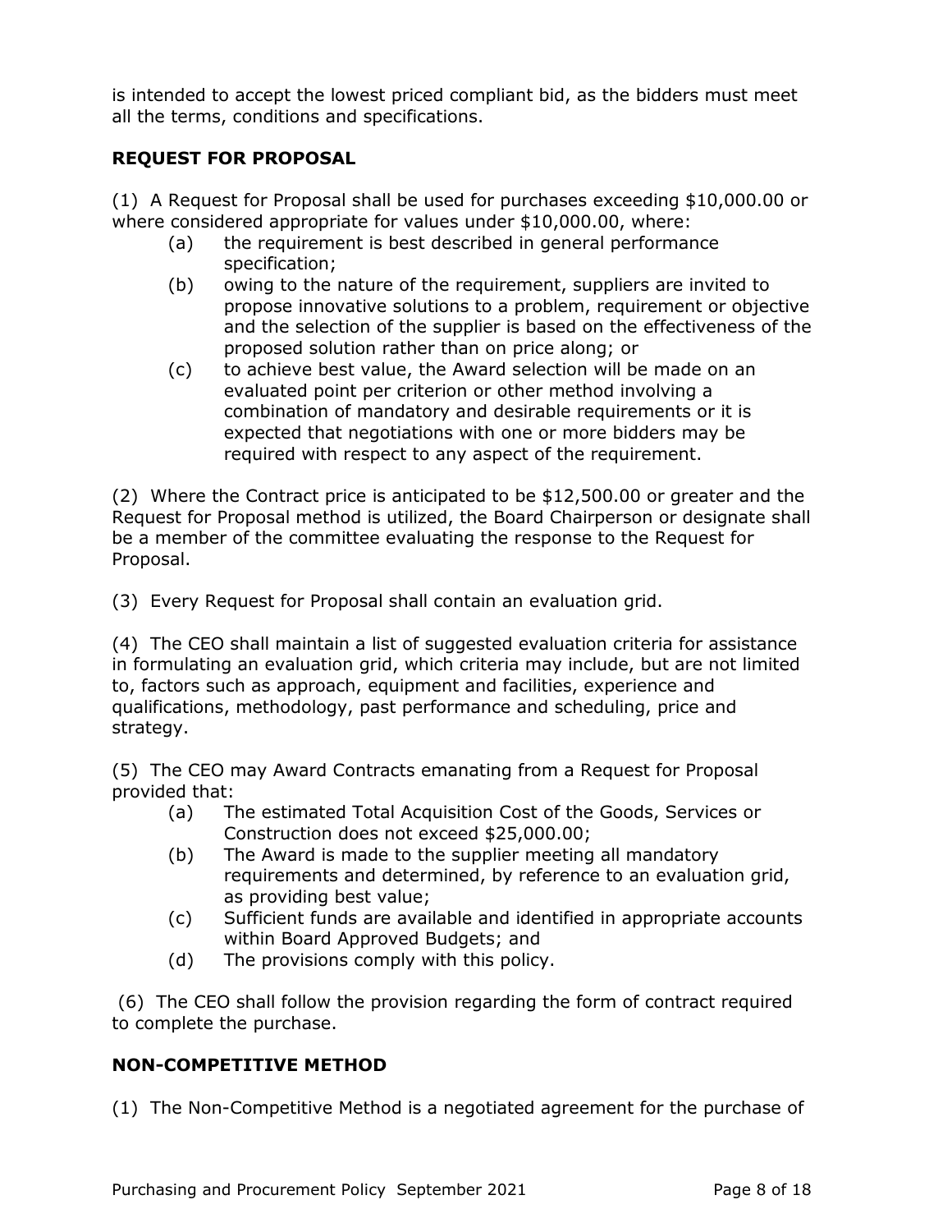is intended to accept the lowest priced compliant bid, as the bidders must meet all the terms, conditions and specifications.

## REQUEST FOR PROPOSAL

(1) A Request for Proposal shall be used for purchases exceeding $10,000.00 or where considered appropriate for values under $10,000.00, where:

- (a) the requirement is best described in general performance specification;
- (b) owing to the nature of the requirement, suppliers are invited to propose innovative solutions to a problem, requirement or objective and the selection of the supplier is based on the effectiveness of the proposed solution rather than on price along; or
- (c) to achieve best value, the Award selection will be made on an evaluated point per criterion or other method involving a combination of mandatory and desirable requirements or it is expected that negotiations with one or more bidders may be required with respect to any aspect of the requirement.

(2) Where the Contract price is anticipated to be $12,500.00 or greater and the Request for Proposal method is utilized, the Board Chairperson or designate shall be a member of the committee evaluating the response to the Request for Proposal.

(3) Every Request for Proposal shall contain an evaluation grid.

(4) The CEO shall maintain a list of suggested evaluation criteria for assistance in formulating an evaluation grid, which criteria may include, but are not limited to, factors such as approach, equipment and facilities, experience and qualifications, methodology, past performance and scheduling, price and strategy.

(5) The CEO may Award Contracts emanating from a Request for Proposal provided that:

- (a) The estimated Total Acquisition Cost of the Goods, Services or Construction does not exceed $25,000.00;
- (b) The Award is made to the supplier meeting all mandatory requirements and determined, by reference to an evaluation grid, as providing best value;
- (c) Sufficient funds are available and identified in appropriate accounts within Board Approved Budgets; and
- (d) The provisions comply with this policy.

(6) The CEO shall follow the provision regarding the form of contract required to complete the purchase.

## NON-COMPETITIVE METHOD

(1) The Non-Competitive Method is a negotiated agreement for the purchase of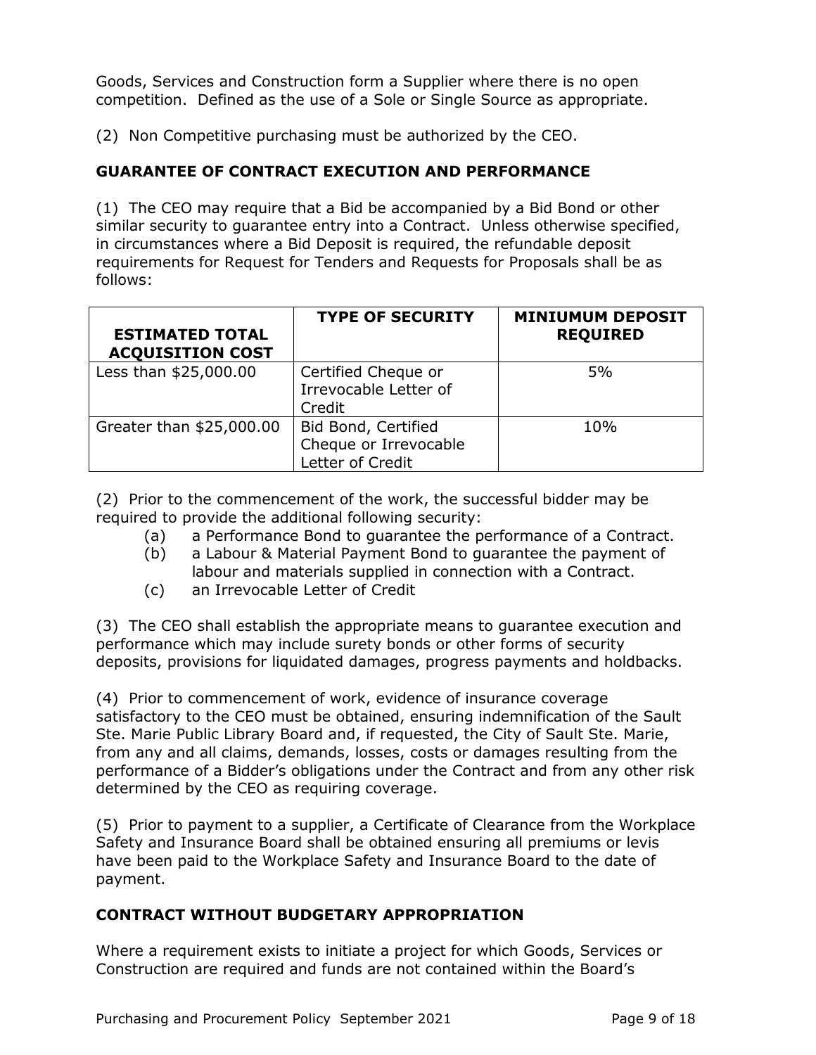Goods, Services and Construction form a Supplier where there is no open competition. Defined as the use of a Sole or Single Source as appropriate.

(2) Non Competitive purchasing must be authorized by the CEO.

## GUARANTEE OF CONTRACT EXECUTION AND PERFORMANCE

(1) The CEO may require that a Bid be accompanied by a Bid Bond or other similar security to guarantee entry into a Contract. Unless otherwise specified, in circumstances where a Bid Deposit is required, the refundable deposit requirements for Request for Tenders and Requests for Proposals shall be as follows:

| ESTIMATED TOTAL ACQUISITION COST | TYPE OF SECURITY | MINIUMUM DEPOSIT REQUIRED |
|---|---|---|
| Less than $25,000.00 | Certified Cheque or Irrevocable Letter of Credit | 5% |
| Greater than $25,000.00 | Bid Bond, Certified Cheque or Irrevocable Letter of Credit | 10% |

(2) Prior to the commencement of the work, the successful bidder may be required to provide the additional following security:

- (a) a Performance Bond to guarantee the performance of a Contract.
- (b) a Labour & Material Payment Bond to guarantee the payment of labour and materials supplied in connection with a Contract.
- (c) an Irrevocable Letter of Credit

(3) The CEO shall establish the appropriate means to guarantee execution and performance which may include surety bonds or other forms of security deposits, provisions for liquidated damages, progress payments and holdbacks.

(4) Prior to commencement of work, evidence of insurance coverage satisfactory to the CEO must be obtained, ensuring indemnification of the Sault Ste. Marie Public Library Board and, if requested, the City of Sault Ste. Marie, from any and all claims, demands, losses, costs or damages resulting from the performance of a Bidder's obligations under the Contract and from any other risk determined by the CEO as requiring coverage.

(5) Prior to payment to a supplier, a Certificate of Clearance from the Workplace Safety and Insurance Board shall be obtained ensuring all premiums or levis have been paid to the Workplace Safety and Insurance Board to the date of payment.

## CONTRACT WITHOUT BUDGETARY APPROPRIATION

Where a requirement exists to initiate a project for which Goods, Services or Construction are required and funds are not contained within the Board's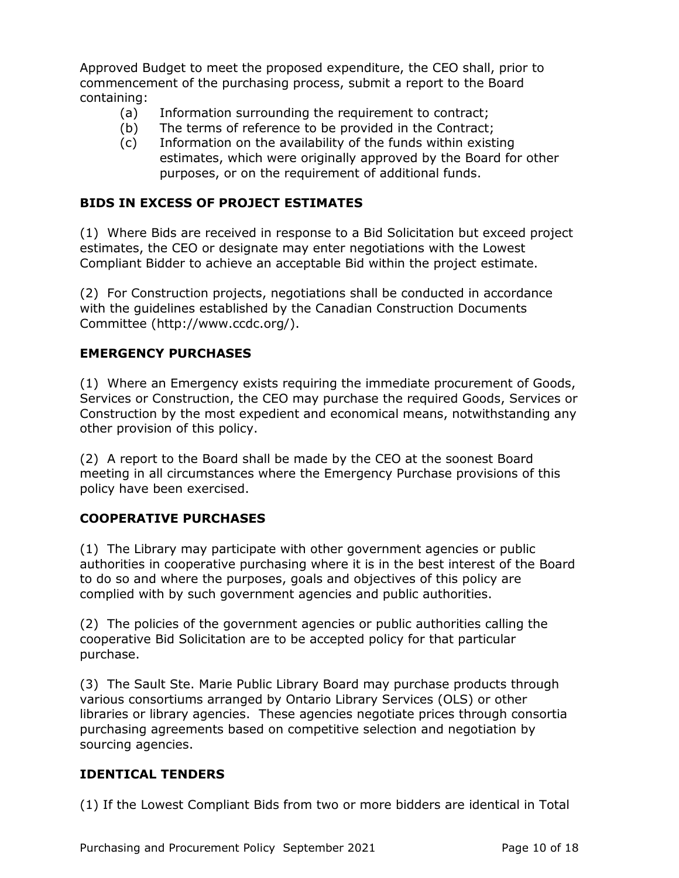Approved Budget to meet the proposed expenditure, the CEO shall, prior to commencement of the purchasing process, submit a report to the Board containing:

- (a) Information surrounding the requirement to contract;
- (b) The terms of reference to be provided in the Contract;
- (c) Information on the availability of the funds within existing estimates, which were originally approved by the Board for other purposes, or on the requirement of additional funds.

## BIDS IN EXCESS OF PROJECT ESTIMATES

(1) Where Bids are received in response to a Bid Solicitation but exceed project estimates, the CEO or designate may enter negotiations with the Lowest Compliant Bidder to achieve an acceptable Bid within the project estimate.

(2) For Construction projects, negotiations shall be conducted in accordance with the guidelines established by the Canadian Construction Documents Committee (http://www.ccdc.org/).

## EMERGENCY PURCHASES

(1) Where an Emergency exists requiring the immediate procurement of Goods, Services or Construction, the CEO may purchase the required Goods, Services or Construction by the most expedient and economical means, notwithstanding any other provision of this policy.

(2) A report to the Board shall be made by the CEO at the soonest Board meeting in all circumstances where the Emergency Purchase provisions of this policy have been exercised.

## COOPERATIVE PURCHASES

(1) The Library may participate with other government agencies or public authorities in cooperative purchasing where it is in the best interest of the Board to do so and where the purposes, goals and objectives of this policy are complied with by such government agencies and public authorities.

(2) The policies of the government agencies or public authorities calling the cooperative Bid Solicitation are to be accepted policy for that particular purchase.

(3) The Sault Ste. Marie Public Library Board may purchase products through various consortiums arranged by Ontario Library Services (OLS) or other libraries or library agencies. These agencies negotiate prices through consortia purchasing agreements based on competitive selection and negotiation by sourcing agencies.

## IDENTICAL TENDERS

(1) If the Lowest Compliant Bids from two or more bidders are identical in Total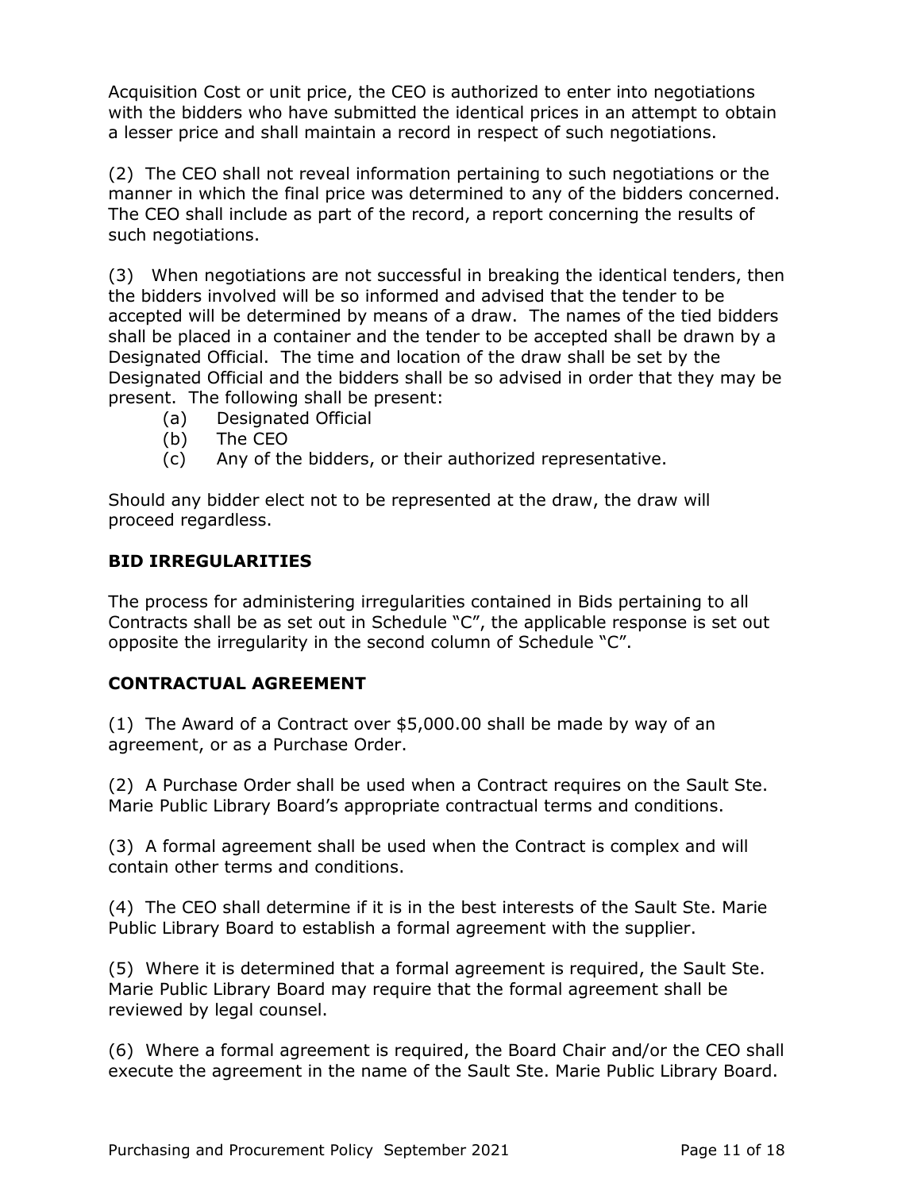Acquisition Cost or unit price, the CEO is authorized to enter into negotiations with the bidders who have submitted the identical prices in an attempt to obtain a lesser price and shall maintain a record in respect of such negotiations.

(2) The CEO shall not reveal information pertaining to such negotiations or the manner in which the final price was determined to any of the bidders concerned. The CEO shall include as part of the record, a report concerning the results of such negotiations.

(3) When negotiations are not successful in breaking the identical tenders, then the bidders involved will be so informed and advised that the tender to be accepted will be determined by means of a draw. The names of the tied bidders shall be placed in a container and the tender to be accepted shall be drawn by a Designated Official. The time and location of the draw shall be set by the Designated Official and the bidders shall be so advised in order that they may be present. The following shall be present:

- (a) Designated Official
- (b) The CEO
- (c) Any of the bidders, or their authorized representative.

Should any bidder elect not to be represented at the draw, the draw will proceed regardless.

**BID IRREGULARITIES**

The process for administering irregularities contained in Bids pertaining to all Contracts shall be as set out in Schedule "C", the applicable response is set out opposite the irregularity in the second column of Schedule "C".

**CONTRACTUAL AGREEMENT**

(1) The Award of a Contract over $5,000.00 shall be made by way of an agreement, or as a Purchase Order.

(2) A Purchase Order shall be used when a Contract requires on the Sault Ste. Marie Public Library Board's appropriate contractual terms and conditions.

(3) A formal agreement shall be used when the Contract is complex and will contain other terms and conditions.

(4) The CEO shall determine if it is in the best interests of the Sault Ste. Marie Public Library Board to establish a formal agreement with the supplier.

(5) Where it is determined that a formal agreement is required, the Sault Ste. Marie Public Library Board may require that the formal agreement shall be reviewed by legal counsel.

(6) Where a formal agreement is required, the Board Chair and/or the CEO shall execute the agreement in the name of the Sault Ste. Marie Public Library Board.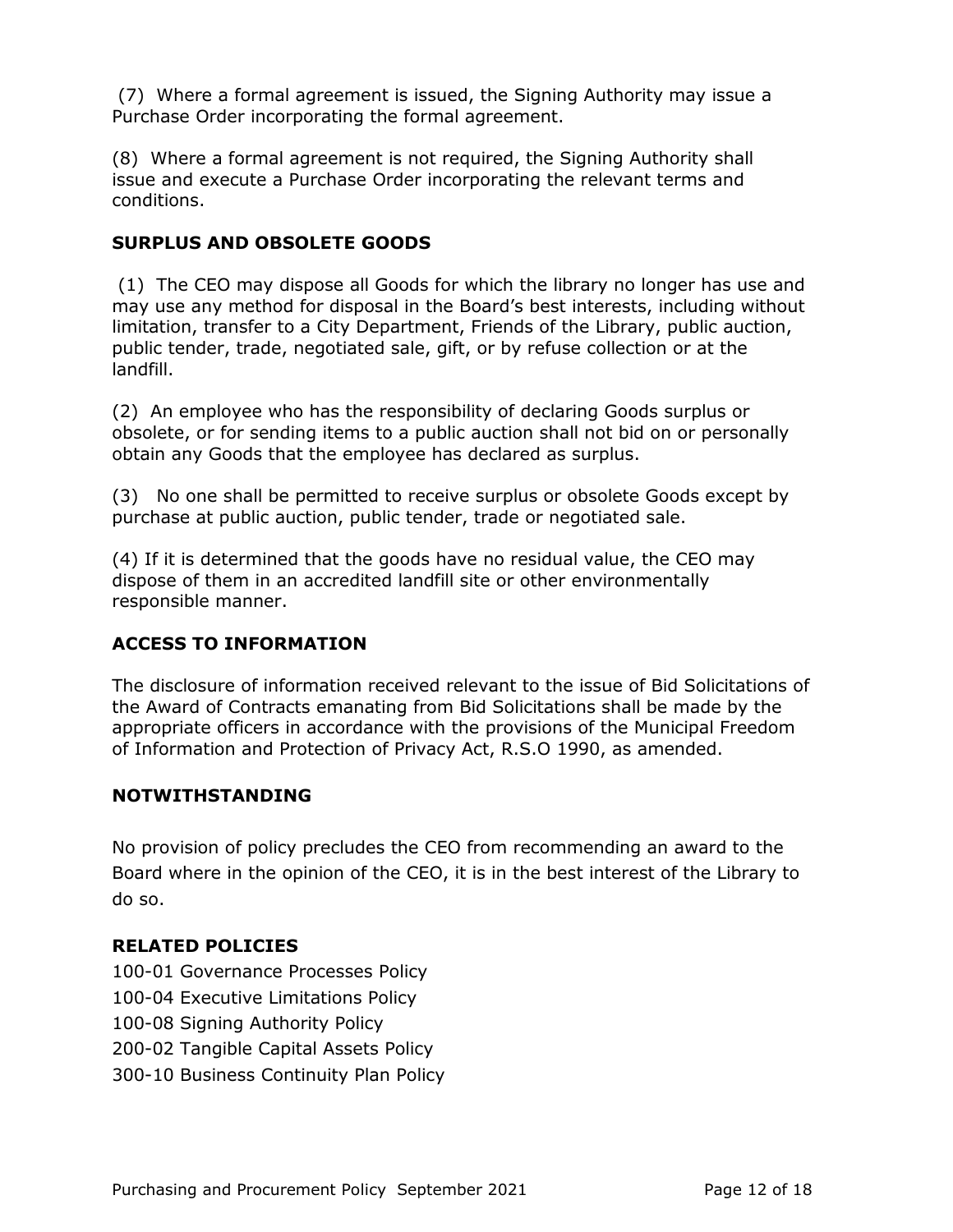(7) Where a formal agreement is issued, the Signing Authority may issue a Purchase Order incorporating the formal agreement.

(8) Where a formal agreement is not required, the Signing Authority shall issue and execute a Purchase Order incorporating the relevant terms and conditions.

### SURPLUS AND OBSOLETE GOODS

(1) The CEO may dispose all Goods for which the library no longer has use and may use any method for disposal in the Board's best interests, including without limitation, transfer to a City Department, Friends of the Library, public auction, public tender, trade, negotiated sale, gift, or by refuse collection or at the landfill.

(2) An employee who has the responsibility of declaring Goods surplus or obsolete, or for sending items to a public auction shall not bid on or personally obtain any Goods that the employee has declared as surplus.

(3) No one shall be permitted to receive surplus or obsolete Goods except by purchase at public auction, public tender, trade or negotiated sale.

(4) If it is determined that the goods have no residual value, the CEO may dispose of them in an accredited landfill site or other environmentally responsible manner.

### ACCESS TO INFORMATION

The disclosure of information received relevant to the issue of Bid Solicitations of the Award of Contracts emanating from Bid Solicitations shall be made by the appropriate officers in accordance with the provisions of the Municipal Freedom of Information and Protection of Privacy Act, R.S.O 1990, as amended.

### NOTWITHSTANDING

No provision of policy precludes the CEO from recommending an award to the Board where in the opinion of the CEO, it is in the best interest of the Library to do so.

### RELATED POLICIES

100-01 Governance Processes Policy
100-04 Executive Limitations Policy
100-08 Signing Authority Policy
200-02 Tangible Capital Assets Policy
300-10 Business Continuity Plan Policy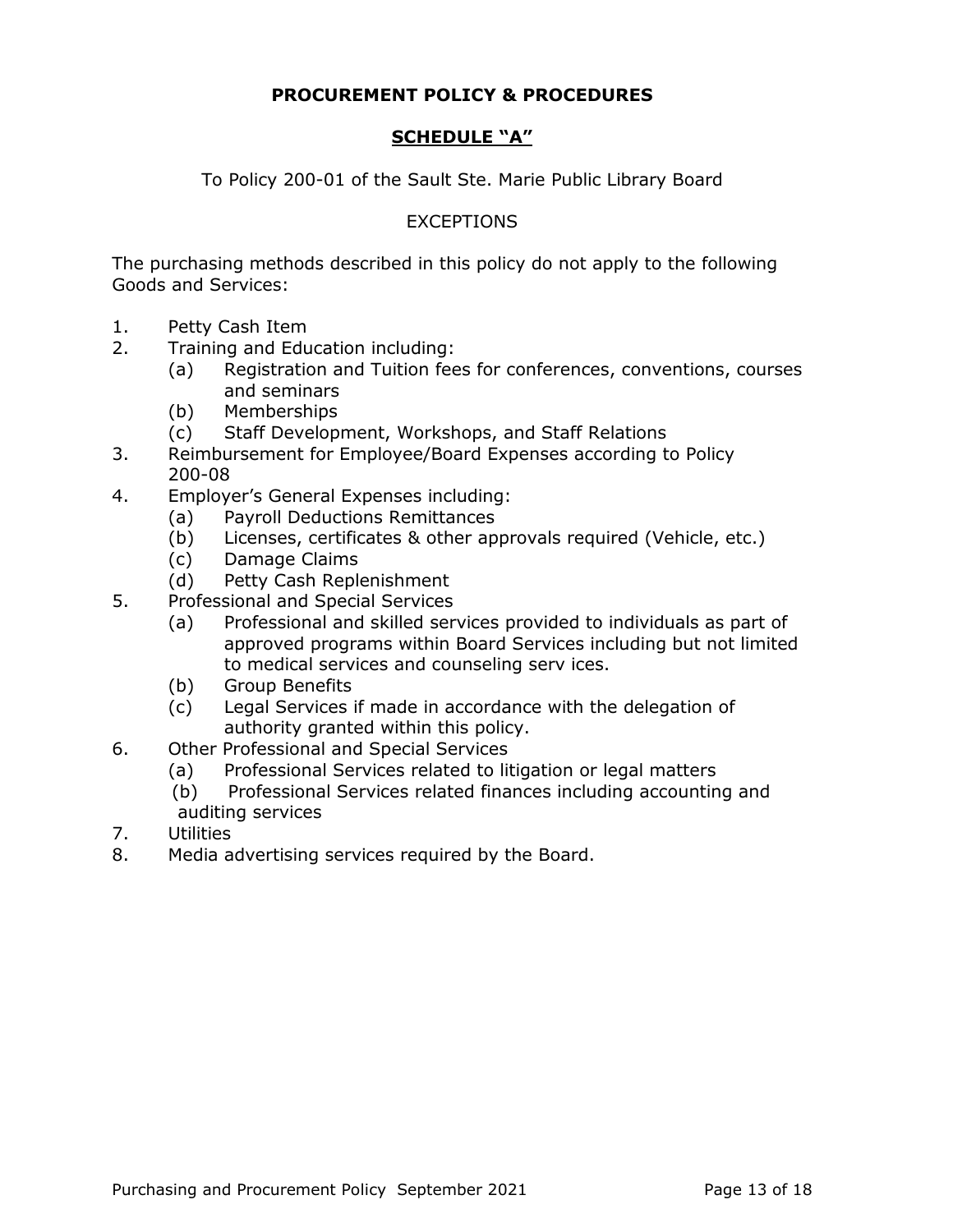**PROCUREMENT POLICY & PROCEDURES**

**SCHEDULE "A"**

To Policy 200-01 of the Sault Ste. Marie Public Library Board

EXCEPTIONS

The purchasing methods described in this policy do not apply to the following Goods and Services:

1. Petty Cash Item
2. Training and Education including:
   - (a) Registration and Tuition fees for conferences, conventions, courses and seminars
   - (b) Memberships
   - (c) Staff Development, Workshops, and Staff Relations
3. Reimbursement for Employee/Board Expenses according to Policy 200-08
4. Employer's General Expenses including:
   - (a) Payroll Deductions Remittances
   - (b) Licenses, certificates & other approvals required (Vehicle, etc.)
   - (c) Damage Claims
   - (d) Petty Cash Replenishment
5. Professional and Special Services
   - (a) Professional and skilled services provided to individuals as part of approved programs within Board Services including but not limited to medical services and counseling serv ices.
   - (b) Group Benefits
   - (c) Legal Services if made in accordance with the delegation of authority granted within this policy.
6. Other Professional and Special Services
   - (a) Professional Services related to litigation or legal matters
   - (b) Professional Services related finances including accounting and auditing services
7. Utilities
8. Media advertising services required by the Board.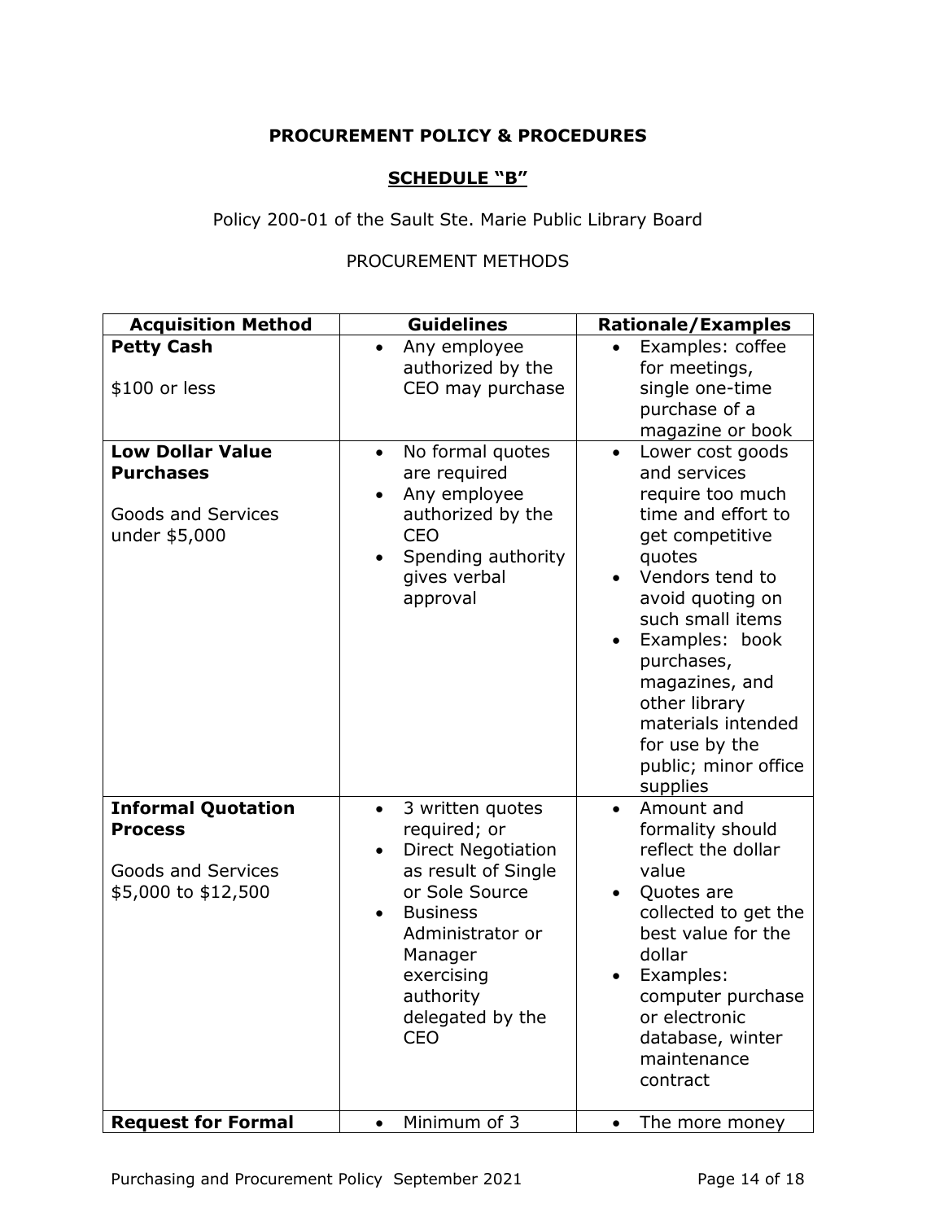**PROCUREMENT POLICY & PROCEDURES**

**SCHEDULE "B"**

Policy 200-01 of the Sault Ste. Marie Public Library Board

PROCUREMENT METHODS

| Acquisition Method | Guidelines | Rationale/Examples |
|---|---|---|
| **Petty Cash**<br><br>$100 or less | • Any employee authorized by the CEO may purchase | • Examples: coffee for meetings, single one-time purchase of a magazine or book |
| **Low Dollar Value Purchases**<br><br>Goods and Services under $5,000 | • No formal quotes are required<br>• Any employee authorized by the CEO<br>• Spending authority gives verbal approval | • Lower cost goods and services require too much time and effort to get competitive quotes<br>• Vendors tend to avoid quoting on such small items<br>• Examples: book purchases, magazines, and other library materials intended for use by the public; minor office supplies |
| **Informal Quotation Process**<br><br>Goods and Services $5,000 to $12,500 | • 3 written quotes required; or<br>• Direct Negotiation as result of Single or Sole Source<br>• Business Administrator or Manager exercising authority delegated by the CEO | • Amount and formality should reflect the dollar value<br>• Quotes are collected to get the best value for the dollar<br>• Examples: computer purchase or electronic database, winter maintenance contract |
| **Request for Formal** | • Minimum of 3 | • The more money |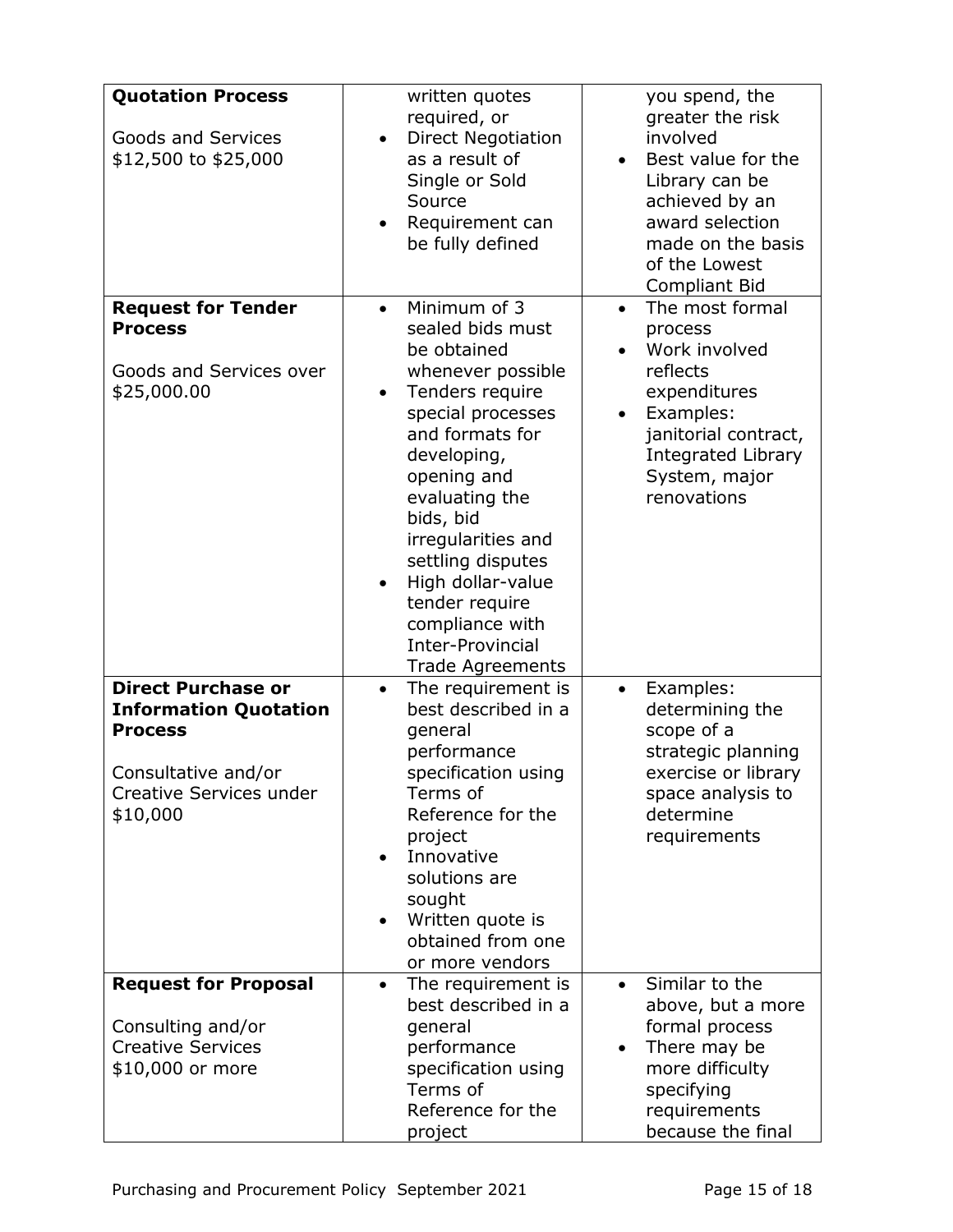| | | |
|---|---|---|
| **Quotation Process**<br><br>Goods and Services \$12,500 to \$25,000 | written quotes required, or<br>• Direct Negotiation as a result of Single or Sold Source<br>• Requirement can be fully defined | you spend, the greater the risk involved<br>• Best value for the Library can be achieved by an award selection made on the basis of the Lowest Compliant Bid |
| **Request for Tender Process**<br><br>Goods and Services over \$25,000.00 | • Minimum of 3 sealed bids must be obtained whenever possible<br>• Tenders require special processes and formats for developing, opening and evaluating the bids, bid irregularities and settling disputes<br>• High dollar-value tender require compliance with Inter-Provincial Trade Agreements | • The most formal process<br>• Work involved reflects expenditures<br>• Examples: janitorial contract, Integrated Library System, major renovations |
| **Direct Purchase or Information Quotation Process**<br><br>Consultative and/or Creative Services under \$10,000 | • The requirement is best described in a general performance specification using Terms of Reference for the project<br>• Innovative solutions are sought<br>• Written quote is obtained from one or more vendors | • Examples: determining the scope of a strategic planning exercise or library space analysis to determine requirements |
| **Request for Proposal**<br><br>Consulting and/or Creative Services \$10,000 or more | • The requirement is best described in a general performance specification using Terms of Reference for the project | • Similar to the above, but a more formal process<br>• There may be more difficulty specifying requirements because the final |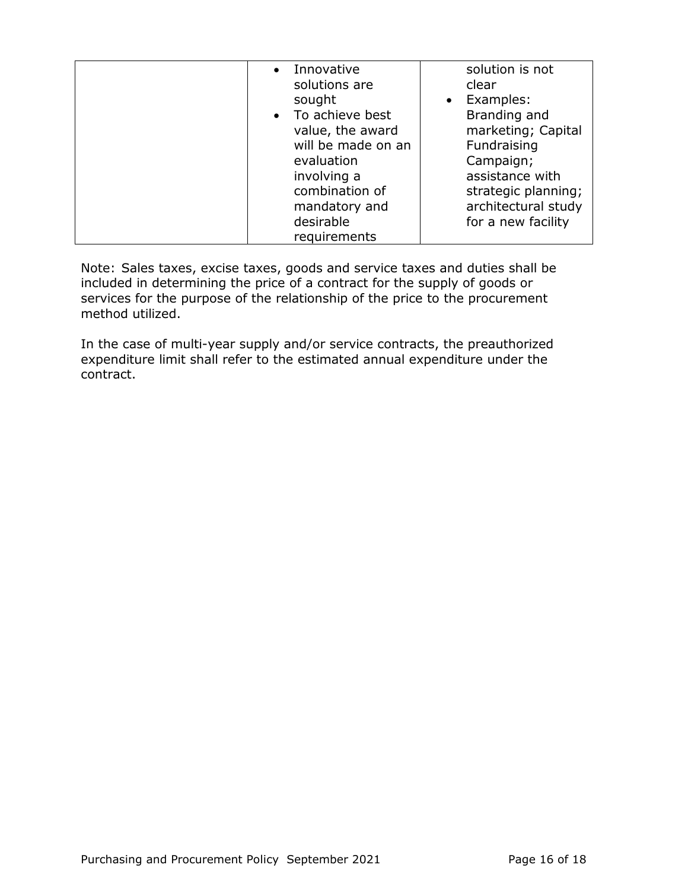|  | <ul><li>Innovative solutions are sought</li><li>To achieve best value, the award will be made on an evaluation involving a combination of mandatory and desirable requirements</li></ul> | solution is not clear<ul><li>Examples: Branding and marketing; Capital Fundraising Campaign; assistance with strategic planning; architectural study for a new facility</li></ul> |
|---|---|---|

Note: Sales taxes, excise taxes, goods and service taxes and duties shall be included in determining the price of a contract for the supply of goods or services for the purpose of the relationship of the price to the procurement method utilized.

In the case of multi-year supply and/or service contracts, the preauthorized expenditure limit shall refer to the estimated annual expenditure under the contract.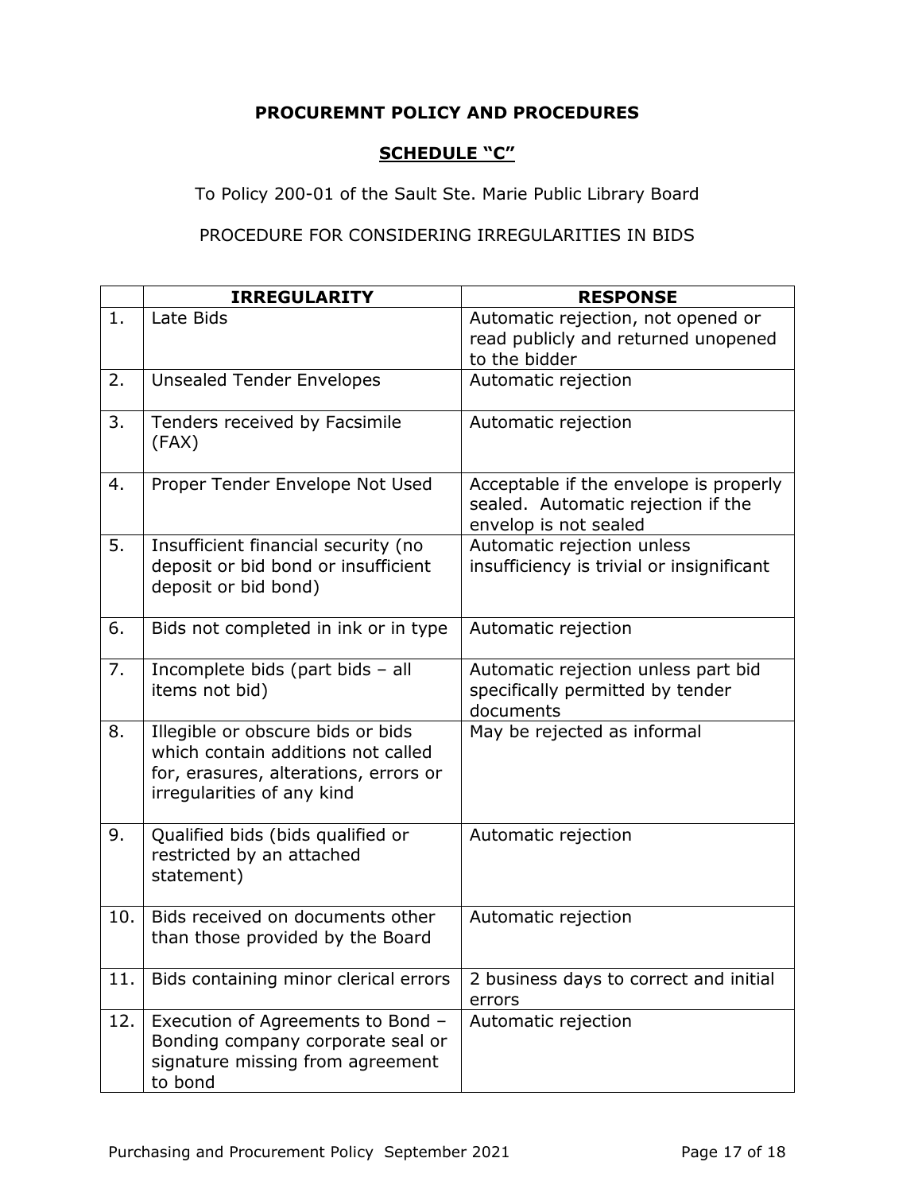**PROCUREMNT POLICY AND PROCEDURES**

**SCHEDULE "C"**

To Policy 200-01 of the Sault Ste. Marie Public Library Board

PROCEDURE FOR CONSIDERING IRREGULARITIES IN BIDS

| | **IRREGULARITY** | **RESPONSE** |
|---|---|---|
| 1. | Late Bids | Automatic rejection, not opened or read publicly and returned unopened to the bidder |
| 2. | Unsealed Tender Envelopes | Automatic rejection |
| 3. | Tenders received by Facsimile (FAX) | Automatic rejection |
| 4. | Proper Tender Envelope Not Used | Acceptable if the envelope is properly sealed. Automatic rejection if the envelop is not sealed |
| 5. | Insufficient financial security (no deposit or bid bond or insufficient deposit or bid bond) | Automatic rejection unless insufficiency is trivial or insignificant |
| 6. | Bids not completed in ink or in type | Automatic rejection |
| 7. | Incomplete bids (part bids – all items not bid) | Automatic rejection unless part bid specifically permitted by tender documents |
| 8. | Illegible or obscure bids or bids which contain additions not called for, erasures, alterations, errors or irregularities of any kind | May be rejected as informal |
| 9. | Qualified bids (bids qualified or restricted by an attached statement) | Automatic rejection |
| 10. | Bids received on documents other than those provided by the Board | Automatic rejection |
| 11. | Bids containing minor clerical errors | 2 business days to correct and initial errors |
| 12. | Execution of Agreements to Bond – Bonding company corporate seal or signature missing from agreement to bond | Automatic rejection |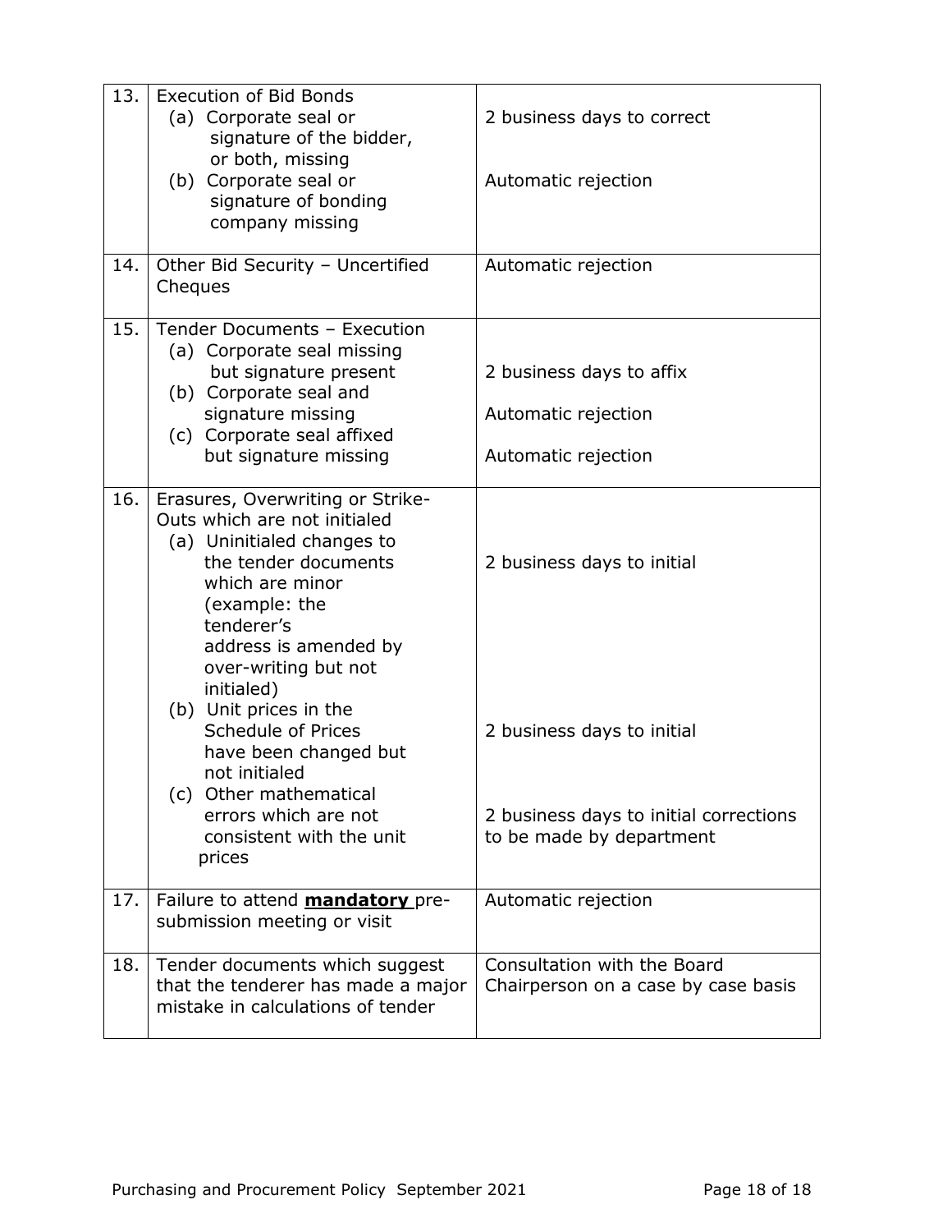| | | |
|---|---|---|
| 13. | Execution of Bid Bonds<br>(a) Corporate seal or signature of the bidder, or both, missing<br>(b) Corporate seal or signature of bonding company missing | 2 business days to correct<br><br>Automatic rejection |
| 14. | Other Bid Security – Uncertified Cheques | Automatic rejection |
| 15. | Tender Documents – Execution<br>(a) Corporate seal missing but signature present<br>(b) Corporate seal and signature missing<br>(c) Corporate seal affixed but signature missing | <br>2 business days to affix<br><br>Automatic rejection<br><br>Automatic rejection |
| 16. | Erasures, Overwriting or Strike-Outs which are not initialed<br>(a) Uninitialed changes to the tender documents which are minor (example: the tenderer's address is amended by over-writing but not initialed)<br>(b) Unit prices in the Schedule of Prices have been changed but not initialed<br>(c) Other mathematical errors which are not consistent with the unit prices | <br>2 business days to initial<br><br>2 business days to initial<br><br>2 business days to initial corrections to be made by department |
| 17. | Failure to attend **mandatory** pre-submission meeting or visit | Automatic rejection |
| 18. | Tender documents which suggest that the tenderer has made a major mistake in calculations of tender | Consultation with the Board Chairperson on a case by case basis |